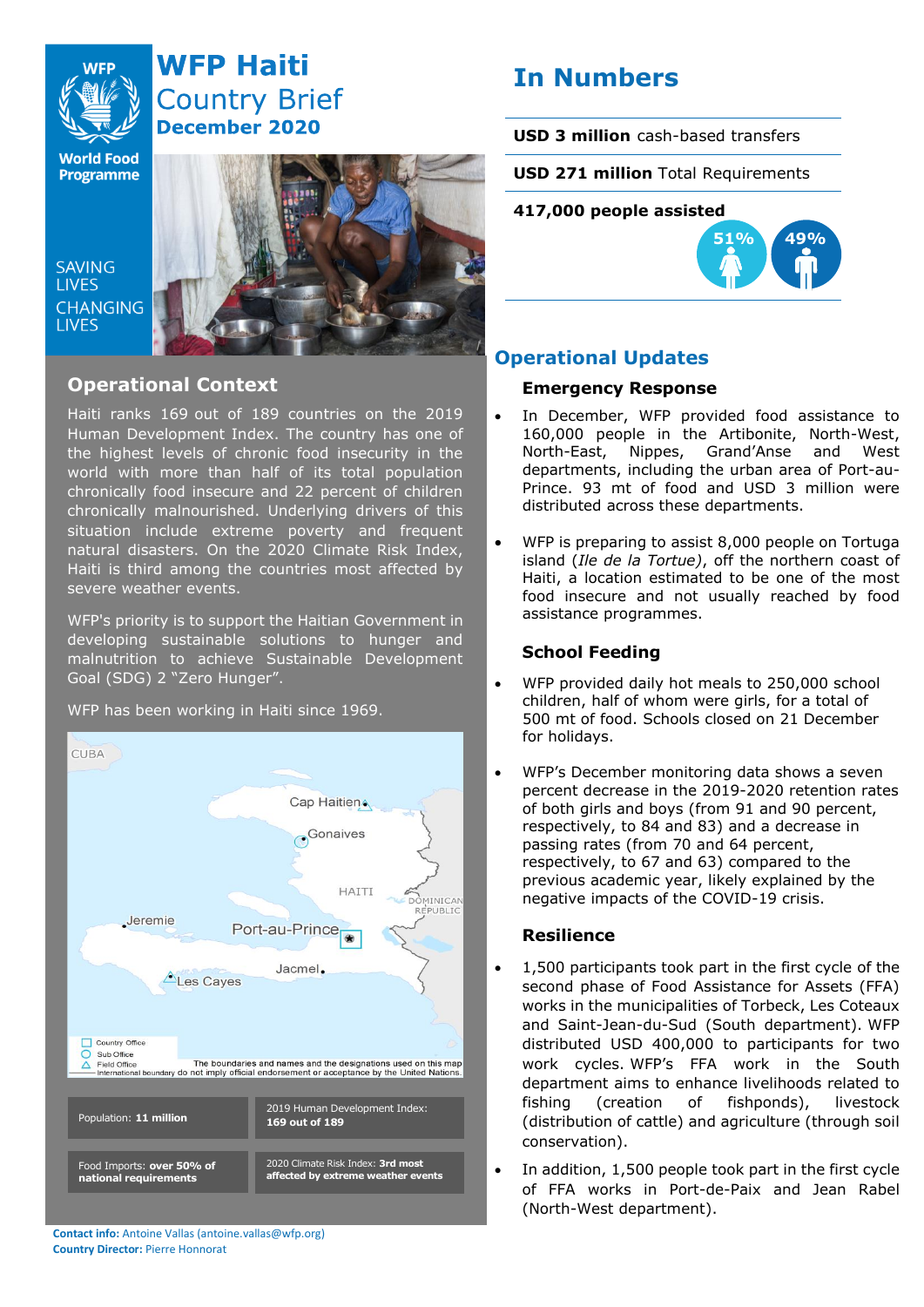# WFP Haiti Country Brief

**December 2020**

SAVING LIVES CHANGING LIVES

## Operational Context

Haiti ranks 169 out of 189 countries on the 2019 Human Development Index. The country has one of the highest levels of chronic food insecurity in the world with more than half of its total population chronically food insecure and 22 percent of children chronically malnourished. Underlying drivers of this situation include extreme poverty and frequent natural disasters. On the 2020 Climate Risk Index, Haiti is third among the countries most affected by severe weather events.

WFP's priority is to support the Haitian Government in developing sustainable solutions to hunger and malnutrition to achieve Sustainable Development Goal (SDG) 2 "Zero Hunger".

WFP has been working in Haiti since 1969.

| | |
|---|---|
| Population: **11 million** | 2019 Human Development Index: **169 out of 189** |
| Food Imports: **over 50% of national requirements** | 2020 Climate Risk Index: **3rd most affected by extreme weather events** |

**Contact info:** Antoine Vallas (antoine.vallas@wfp.org)
**Country Director:** Pierre Honnorat

## In Numbers

**USD 3 million** cash-based transfers

**USD 271 million** Total Requirements

**417,000 people assisted**

51% / 49%

## Operational Updates

### Emergency Response

- In December, WFP provided food assistance to 160,000 people in the Artibonite, North-West, North-East, Nippes, Grand'Anse and West departments, including the urban area of Port-au-Prince. 93 mt of food and USD 3 million were distributed across these departments.
- WFP is preparing to assist 8,000 people on Tortuga island (*Ile de la Tortue*), off the northern coast of Haiti, a location estimated to be one of the most food insecure and not usually reached by food assistance programmes.

### School Feeding

- WFP provided daily hot meals to 250,000 school children, half of whom were girls, for a total of 500 mt of food. Schools closed on 21 December for holidays.
- WFP's December monitoring data shows a seven percent decrease in the 2019-2020 retention rates of both girls and boys (from 91 and 90 percent, respectively, to 84 and 83) and a decrease in passing rates (from 70 and 64 percent, respectively, to 67 and 63) compared to the previous academic year, likely explained by the negative impacts of the COVID-19 crisis.

### Resilience

- 1,500 participants took part in the first cycle of the second phase of Food Assistance for Assets (FFA) works in the municipalities of Torbeck, Les Coteaux and Saint-Jean-du-Sud (South department). WFP distributed USD 400,000 to participants for two work cycles. WFP's FFA work in the South department aims to enhance livelihoods related to fishing (creation of fishponds), livestock (distribution of cattle) and agriculture (through soil conservation).
- In addition, 1,500 people took part in the first cycle of FFA works in Port-de-Paix and Jean Rabel (North-West department).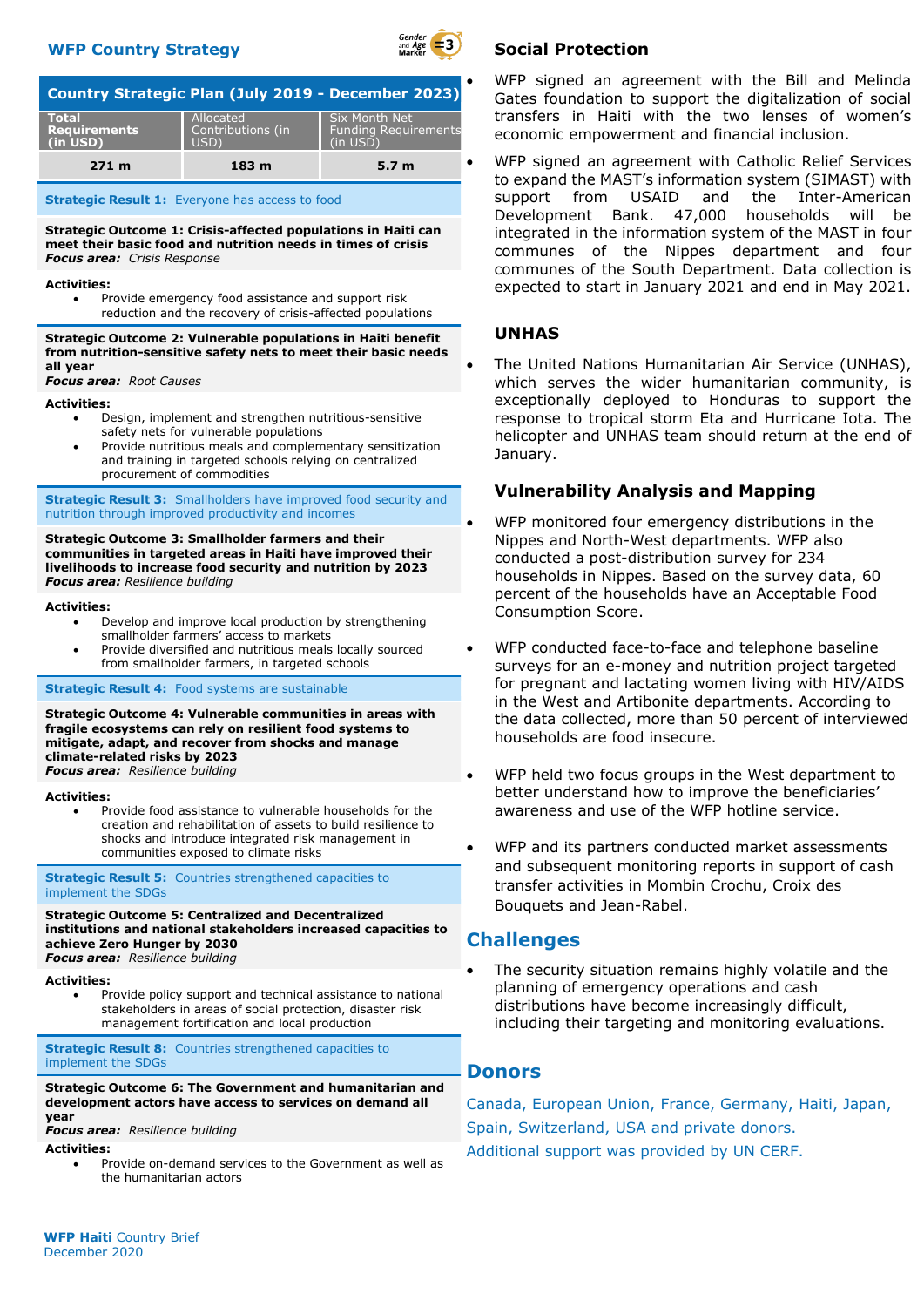## WFP Country Strategy

Gender and Age Marker =3

| Country Strategic Plan (July 2019 - December 2023) | | |
|---|---|---|
| Total Requirements (in USD) | Allocated Contributions (in USD) | Six Month Net Funding Requirements (in USD) |
| 271 m | 183 m | 5.7 m |

**Strategic Result 1:** Everyone has access to food

**Strategic Outcome 1: Crisis-affected populations in Haiti can meet their basic food and nutrition needs in times of crisis**
***Focus area:*** *Crisis Response*

**Activities:**
- Provide emergency food assistance and support risk reduction and the recovery of crisis-affected populations

**Strategic Outcome 2: Vulnerable populations in Haiti benefit from nutrition-sensitive safety nets to meet their basic needs all year**
***Focus area:*** *Root Causes*

**Activities:**
- Design, implement and strengthen nutritious-sensitive safety nets for vulnerable populations
- Provide nutritious meals and complementary sensitization and training in targeted schools relying on centralized procurement of commodities

**Strategic Result 3:** Smallholders have improved food security and nutrition through improved productivity and incomes

**Strategic Outcome 3: Smallholder farmers and their communities in targeted areas in Haiti have improved their livelihoods to increase food security and nutrition by 2023**
***Focus area:*** *Resilience building*

**Activities:**
- Develop and improve local production by strengthening smallholder farmers' access to markets
- Provide diversified and nutritious meals locally sourced from smallholder farmers, in targeted schools

**Strategic Result 4:** Food systems are sustainable

**Strategic Outcome 4: Vulnerable communities in areas with fragile ecosystems can rely on resilient food systems to mitigate, adapt, and recover from shocks and manage climate-related risks by 2023**
***Focus area:*** *Resilience building*

**Activities:**
- Provide food assistance to vulnerable households for the creation and rehabilitation of assets to build resilience to shocks and introduce integrated risk management in communities exposed to climate risks

**Strategic Result 5:** Countries strengthened capacities to implement the SDGs

**Strategic Outcome 5: Centralized and Decentralized institutions and national stakeholders increased capacities to achieve Zero Hunger by 2030**
***Focus area:*** *Resilience building*

**Activities:**
- Provide policy support and technical assistance to national stakeholders in areas of social protection, disaster risk management fortification and local production

**Strategic Result 8:** Countries strengthened capacities to implement the SDGs

**Strategic Outcome 6: The Government and humanitarian and development actors have access to services on demand all year**
***Focus area:*** *Resilience building*

**Activities:**
- Provide on-demand services to the Government as well as the humanitarian actors

### Social Protection

- WFP signed an agreement with the Bill and Melinda Gates foundation to support the digitalization of social transfers in Haiti with the two lenses of women's economic empowerment and financial inclusion.
- WFP signed an agreement with Catholic Relief Services to expand the MAST's information system (SIMAST) with support from USAID and the Inter-American Development Bank. 47,000 households will be integrated in the information system of the MAST in four communes of the Nippes department and four communes of the South Department. Data collection is expected to start in January 2021 and end in May 2021.

### UNHAS

- The United Nations Humanitarian Air Service (UNHAS), which serves the wider humanitarian community, is exceptionally deployed to Honduras to support the response to tropical storm Eta and Hurricane Iota. The helicopter and UNHAS team should return at the end of January.

### Vulnerability Analysis and Mapping

- WFP monitored four emergency distributions in the Nippes and North-West departments. WFP also conducted a post-distribution survey for 234 households in Nippes. Based on the survey data, 60 percent of the households have an Acceptable Food Consumption Score.
- WFP conducted face-to-face and telephone baseline surveys for an e-money and nutrition project targeted for pregnant and lactating women living with HIV/AIDS in the West and Artibonite departments. According to the data collected, more than 50 percent of interviewed households are food insecure.
- WFP held two focus groups in the West department to better understand how to improve the beneficiaries' awareness and use of the WFP hotline service.
- WFP and its partners conducted market assessments and subsequent monitoring reports in support of cash transfer activities in Mombin Crochu, Croix des Bouquets and Jean-Rabel.

## Challenges

- The security situation remains highly volatile and the planning of emergency operations and cash distributions have become increasingly difficult, including their targeting and monitoring evaluations.

## Donors

Canada, European Union, France, Germany, Haiti, Japan, Spain, Switzerland, USA and private donors.
Additional support was provided by UN CERF.